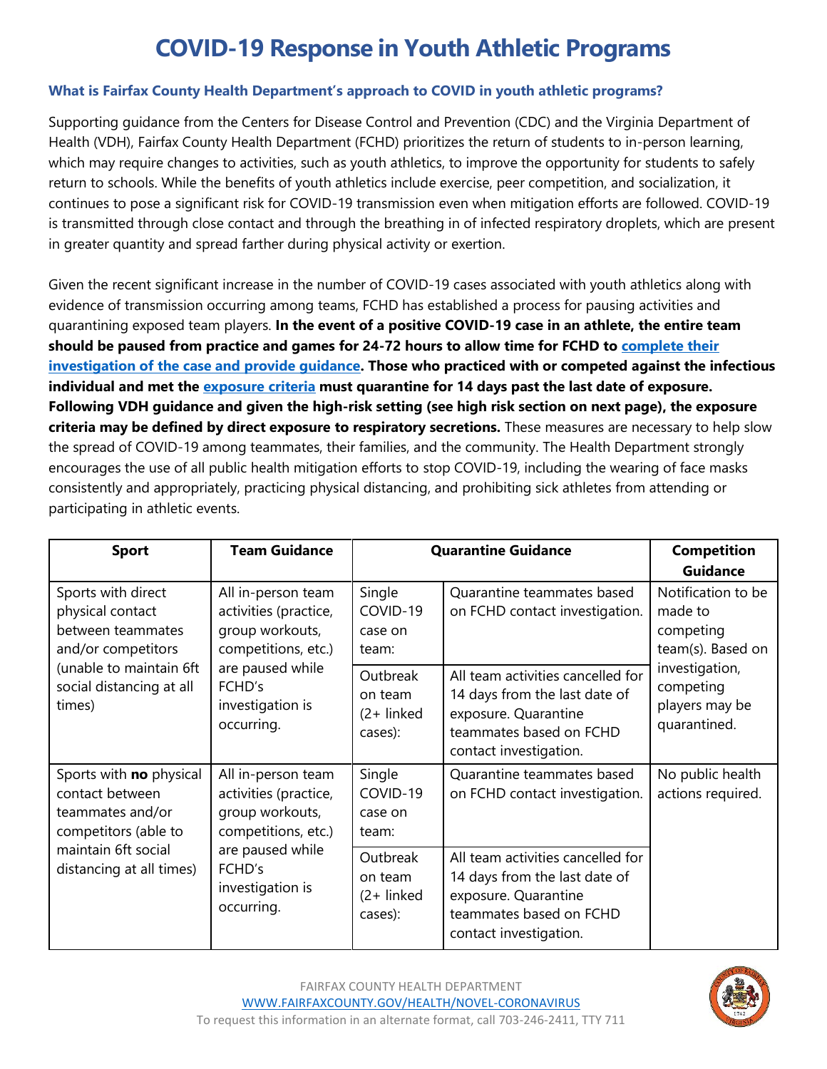# COVID-19 Response in Youth Athletic Programs

### What is Fairfax County Health Department's approach to COVID in youth athletic programs?

Supporting guidance from the Centers for Disease Control and Prevention (CDC) and the Virginia Department of Health (VDH), Fairfax County Health Department (FCHD) prioritizes the return of students to in-person learning, which may require changes to activities, such as youth athletics, to improve the opportunity for students to safely return to schools. While the benefits of youth athletics include exercise, peer competition, and socialization, it continues to pose a significant risk for COVID-19 transmission even when mitigation efforts are followed. COVID-19 is transmitted through close contact and through the breathing in of infected respiratory droplets, which are present in greater quantity and spread farther during physical activity or exertion.

Given the recent significant increase in the number of COVID-19 cases associated with youth athletics along with evidence of transmission occurring among teams, FCHD has established a process for pausing activities and quarantining exposed team players. **In the event of a positive COVID-19 case in an athlete, the entire team should be paused from practice and games for 24-72 hours to allow time for FCHD to [complete their investigation of the case and provide guidance](). Those who practiced with or competed against the infectious individual and met the [exposure criteria]() must quarantine for 14 days past the last date of exposure. Following VDH guidance and given the high-risk setting (see high risk section on next page), the exposure criteria may be defined by direct exposure to respiratory secretions.** These measures are necessary to help slow the spread of COVID-19 among teammates, their families, and the community. The Health Department strongly encourages the use of all public health mitigation efforts to stop COVID-19, including the wearing of face masks consistently and appropriately, practicing physical distancing, and prohibiting sick athletes from attending or participating in athletic events.

| Sport | Team Guidance | Quarantine Guidance | | Competition Guidance |
|---|---|---|---|---|
| Sports with direct physical contact between teammates and/or competitors (unable to maintain 6ft social distancing at all times) | All in-person team activities (practice, group workouts, competitions, etc.) are paused while FCHD's investigation is occurring. | Single COVID-19 case on team: | Quarantine teammates based on FCHD contact investigation. | Notification to be made to competing team(s). Based on investigation, competing players may be quarantined. |
| | | Outbreak on team (2+ linked cases): | All team activities cancelled for 14 days from the last date of exposure. Quarantine teammates based on FCHD contact investigation. | |
| Sports with **no** physical contact between teammates and/or competitors (able to maintain 6ft social distancing at all times) | All in-person team activities (practice, group workouts, competitions, etc.) are paused while FCHD's investigation is occurring. | Single COVID-19 case on team: | Quarantine teammates based on FCHD contact investigation. | No public health actions required. |
| | | Outbreak on team (2+ linked cases): | All team activities cancelled for 14 days from the last date of exposure. Quarantine teammates based on FCHD contact investigation. | |

FAIRFAX COUNTY HEALTH DEPARTMENT
[WWW.FAIRFAXCOUNTY.GOV/HEALTH/NOVEL-CORONAVIRUS]()
To request this information in an alternate format, call 703-246-2411, TTY 711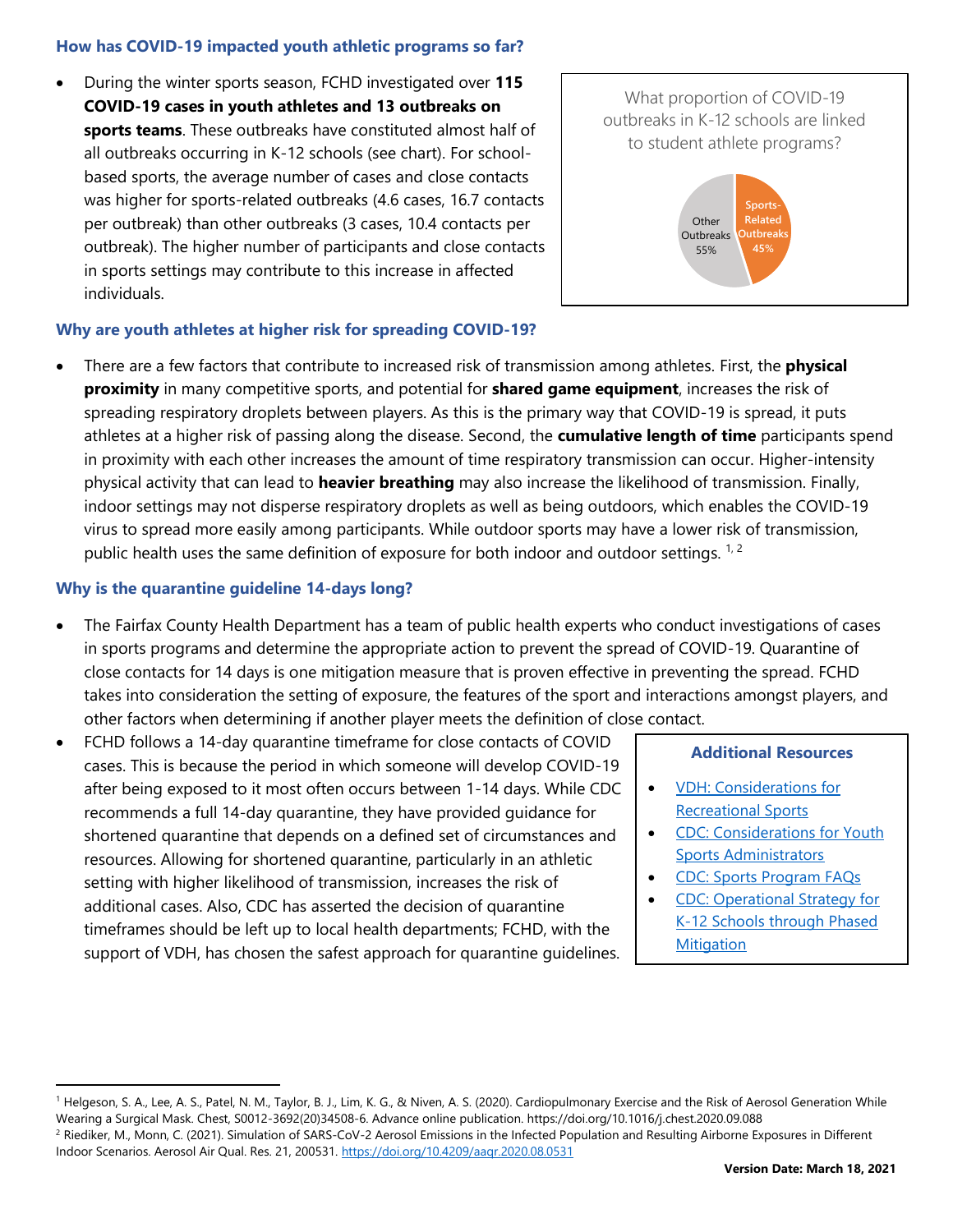### How has COVID-19 impacted youth athletic programs so far?

- During the winter sports season, FCHD investigated over **115 COVID-19 cases in youth athletes and 13 outbreaks on sports teams**. These outbreaks have constituted almost half of all outbreaks occurring in K-12 schools (see chart). For school-based sports, the average number of cases and close contacts was higher for sports-related outbreaks (4.6 cases, 16.7 contacts per outbreak) than other outbreaks (3 cases, 10.4 contacts per outbreak). The higher number of participants and close contacts in sports settings may contribute to this increase in affected individuals.

What proportion of COVID-19 outbreaks in K-12 schools are linked to student athlete programs?

Sports-Related Outbreaks 45%

Other Outbreaks 55%

### Why are youth athletes at higher risk for spreading COVID-19?

- There are a few factors that contribute to increased risk of transmission among athletes. First, the **physical proximity** in many competitive sports, and potential for **shared game equipment**, increases the risk of spreading respiratory droplets between players. As this is the primary way that COVID-19 is spread, it puts athletes at a higher risk of passing along the disease. Second, the **cumulative length of time** participants spend in proximity with each other increases the amount of time respiratory transmission can occur. Higher-intensity physical activity that can lead to **heavier breathing** may also increase the likelihood of transmission. Finally, indoor settings may not disperse respiratory droplets as well as being outdoors, which enables the COVID-19 virus to spread more easily among participants. While outdoor sports may have a lower risk of transmission, public health uses the same definition of exposure for both indoor and outdoor settings. [1, 2]

### Why is the quarantine guideline 14-days long?

- The Fairfax County Health Department has a team of public health experts who conduct investigations of cases in sports programs and determine the appropriate action to prevent the spread of COVID-19. Quarantine of close contacts for 14 days is one mitigation measure that is proven effective in preventing the spread. FCHD takes into consideration the setting of exposure, the features of the sport and interactions amongst players, and other factors when determining if another player meets the definition of close contact.
- FCHD follows a 14-day quarantine timeframe for close contacts of COVID cases. This is because the period in which someone will develop COVID-19 after being exposed to it most often occurs between 1-14 days. While CDC recommends a full 14-day quarantine, they have provided guidance for shortened quarantine that depends on a defined set of circumstances and resources. Allowing for shortened quarantine, particularly in an athletic setting with higher likelihood of transmission, increases the risk of additional cases. Also, CDC has asserted the decision of quarantine timeframes should be left up to local health departments; FCHD, with the support of VDH, has chosen the safest approach for quarantine guidelines.

**Additional Resources**

- VDH: Considerations for Recreational Sports
- CDC: Considerations for Youth Sports Administrators
- CDC: Sports Program FAQs
- CDC: Operational Strategy for K-12 Schools through Phased Mitigation

---

[1] Helgeson, S. A., Lee, A. S., Patel, N. M., Taylor, B. J., Lim, K. G., & Niven, A. S. (2020). Cardiopulmonary Exercise and the Risk of Aerosol Generation While Wearing a Surgical Mask. Chest, S0012-3692(20)34508-6. Advance online publication. https://doi.org/10.1016/j.chest.2020.09.088

[2] Riediker, M., Monn, C. (2021). Simulation of SARS-CoV-2 Aerosol Emissions in the Infected Population and Resulting Airborne Exposures in Different Indoor Scenarios. Aerosol Air Qual. Res. 21, 200531. https://doi.org/10.4209/aaqr.2020.08.0531

**Version Date: March 18, 2021**